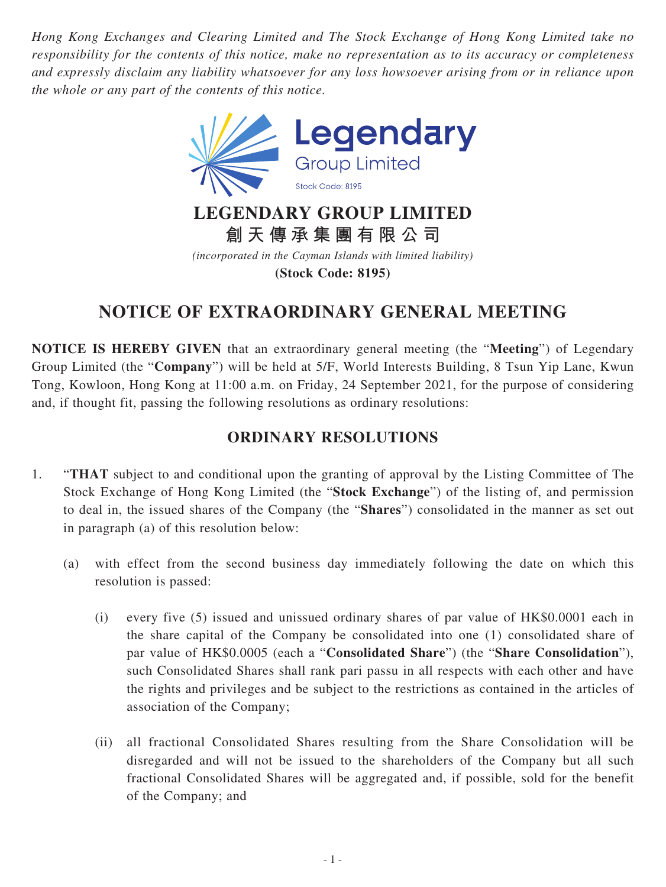*Hong Kong Exchanges and Clearing Limited and The Stock Exchange of Hong Kong Limited take no responsibility for the contents of this notice, make no representation as to its accuracy or completeness and expressly disclaim any liability whatsoever for any loss howsoever arising from or in reliance upon the whole or any part of the contents of this notice.*

Legendary
Group Limited
Stock Code: 8195

**LEGENDARY GROUP LIMITED**
**創天傳承集團有限公司**
*(incorporated in the Cayman Islands with limited liability)*
**(Stock Code: 8195)**

# NOTICE OF EXTRAORDINARY GENERAL MEETING

**NOTICE IS HEREBY GIVEN** that an extraordinary general meeting (the "**Meeting**") of Legendary Group Limited (the "**Company**") will be held at 5/F, World Interests Building, 8 Tsun Yip Lane, Kwun Tong, Kowloon, Hong Kong at 11:00 a.m. on Friday, 24 September 2021, for the purpose of considering and, if thought fit, passing the following resolutions as ordinary resolutions:

## ORDINARY RESOLUTIONS

1. "**THAT** subject to and conditional upon the granting of approval by the Listing Committee of The Stock Exchange of Hong Kong Limited (the "**Stock Exchange**") of the listing of, and permission to deal in, the issued shares of the Company (the "**Shares**") consolidated in the manner as set out in paragraph (a) of this resolution below:

   (a) with effect from the second business day immediately following the date on which this resolution is passed:

      (i) every five (5) issued and unissued ordinary shares of par value of HK$0.0001 each in the share capital of the Company be consolidated into one (1) consolidated share of par value of HK$0.0005 (each a "**Consolidated Share**") (the "**Share Consolidation**"), such Consolidated Shares shall rank pari passu in all respects with each other and have the rights and privileges and be subject to the restrictions as contained in the articles of association of the Company;

      (ii) all fractional Consolidated Shares resulting from the Share Consolidation will be disregarded and will not be issued to the shareholders of the Company but all such fractional Consolidated Shares will be aggregated and, if possible, sold for the benefit of the Company; and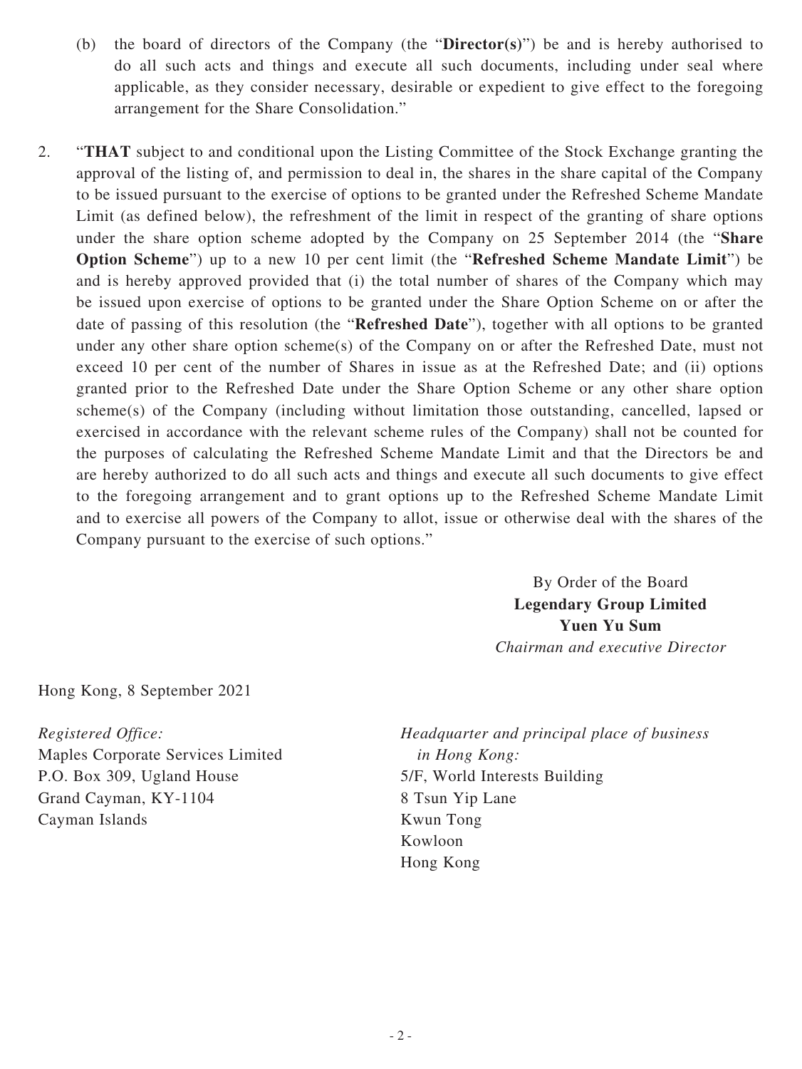(b) the board of directors of the Company (the "**Director(s)**") be and is hereby authorised to do all such acts and things and execute all such documents, including under seal where applicable, as they consider necessary, desirable or expedient to give effect to the foregoing arrangement for the Share Consolidation."

2. "**THAT** subject to and conditional upon the Listing Committee of the Stock Exchange granting the approval of the listing of, and permission to deal in, the shares in the share capital of the Company to be issued pursuant to the exercise of options to be granted under the Refreshed Scheme Mandate Limit (as defined below), the refreshment of the limit in respect of the granting of share options under the share option scheme adopted by the Company on 25 September 2014 (the "**Share Option Scheme**") up to a new 10 per cent limit (the "**Refreshed Scheme Mandate Limit**") be and is hereby approved provided that (i) the total number of shares of the Company which may be issued upon exercise of options to be granted under the Share Option Scheme on or after the date of passing of this resolution (the "**Refreshed Date**"), together with all options to be granted under any other share option scheme(s) of the Company on or after the Refreshed Date, must not exceed 10 per cent of the number of Shares in issue as at the Refreshed Date; and (ii) options granted prior to the Refreshed Date under the Share Option Scheme or any other share option scheme(s) of the Company (including without limitation those outstanding, cancelled, lapsed or exercised in accordance with the relevant scheme rules of the Company) shall not be counted for the purposes of calculating the Refreshed Scheme Mandate Limit and that the Directors be and are hereby authorized to do all such acts and things and execute all such documents to give effect to the foregoing arrangement and to grant options up to the Refreshed Scheme Mandate Limit and to exercise all powers of the Company to allot, issue or otherwise deal with the shares of the Company pursuant to the exercise of such options."

By Order of the Board
**Legendary Group Limited**
**Yuen Yu Sum**
*Chairman and executive Director*

Hong Kong, 8 September 2021

*Registered Office:*
Maples Corporate Services Limited
P.O. Box 309, Ugland House
Grand Cayman, KY-1104
Cayman Islands

*Headquarter and principal place of business in Hong Kong:*
5/F, World Interests Building
8 Tsun Yip Lane
Kwun Tong
Kowloon
Hong Kong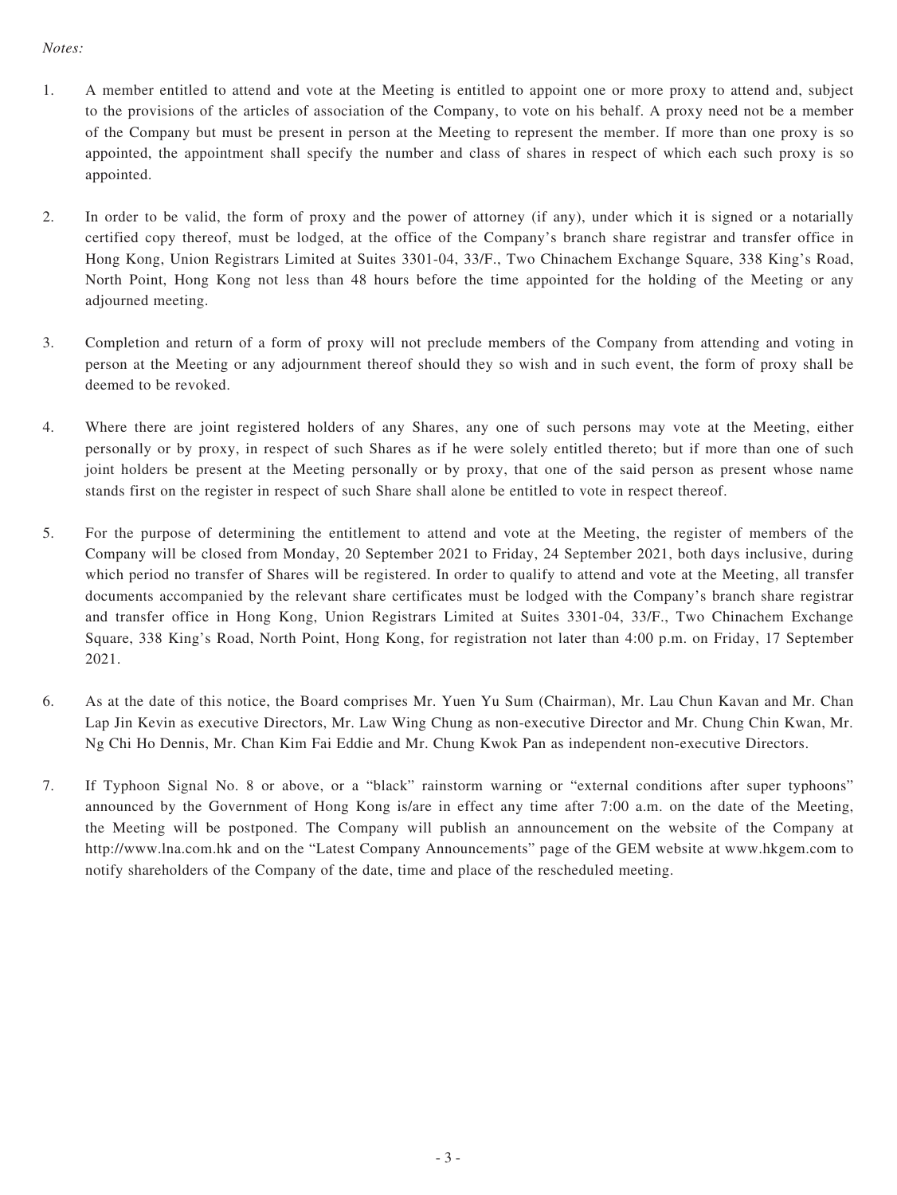*Notes:*

1. A member entitled to attend and vote at the Meeting is entitled to appoint one or more proxy to attend and, subject to the provisions of the articles of association of the Company, to vote on his behalf. A proxy need not be a member of the Company but must be present in person at the Meeting to represent the member. If more than one proxy is so appointed, the appointment shall specify the number and class of shares in respect of which each such proxy is so appointed.

2. In order to be valid, the form of proxy and the power of attorney (if any), under which it is signed or a notarially certified copy thereof, must be lodged, at the office of the Company's branch share registrar and transfer office in Hong Kong, Union Registrars Limited at Suites 3301-04, 33/F., Two Chinachem Exchange Square, 338 King's Road, North Point, Hong Kong not less than 48 hours before the time appointed for the holding of the Meeting or any adjourned meeting.

3. Completion and return of a form of proxy will not preclude members of the Company from attending and voting in person at the Meeting or any adjournment thereof should they so wish and in such event, the form of proxy shall be deemed to be revoked.

4. Where there are joint registered holders of any Shares, any one of such persons may vote at the Meeting, either personally or by proxy, in respect of such Shares as if he were solely entitled thereto; but if more than one of such joint holders be present at the Meeting personally or by proxy, that one of the said person as present whose name stands first on the register in respect of such Share shall alone be entitled to vote in respect thereof.

5. For the purpose of determining the entitlement to attend and vote at the Meeting, the register of members of the Company will be closed from Monday, 20 September 2021 to Friday, 24 September 2021, both days inclusive, during which period no transfer of Shares will be registered. In order to qualify to attend and vote at the Meeting, all transfer documents accompanied by the relevant share certificates must be lodged with the Company's branch share registrar and transfer office in Hong Kong, Union Registrars Limited at Suites 3301-04, 33/F., Two Chinachem Exchange Square, 338 King's Road, North Point, Hong Kong, for registration not later than 4:00 p.m. on Friday, 17 September 2021.

6. As at the date of this notice, the Board comprises Mr. Yuen Yu Sum (Chairman), Mr. Lau Chun Kavan and Mr. Chan Lap Jin Kevin as executive Directors, Mr. Law Wing Chung as non-executive Director and Mr. Chung Chin Kwan, Mr. Ng Chi Ho Dennis, Mr. Chan Kim Fai Eddie and Mr. Chung Kwok Pan as independent non-executive Directors.

7. If Typhoon Signal No. 8 or above, or a "black" rainstorm warning or "external conditions after super typhoons" announced by the Government of Hong Kong is/are in effect any time after 7:00 a.m. on the date of the Meeting, the Meeting will be postponed. The Company will publish an announcement on the website of the Company at http://www.lna.com.hk and on the "Latest Company Announcements" page of the GEM website at www.hkgem.com to notify shareholders of the Company of the date, time and place of the rescheduled meeting.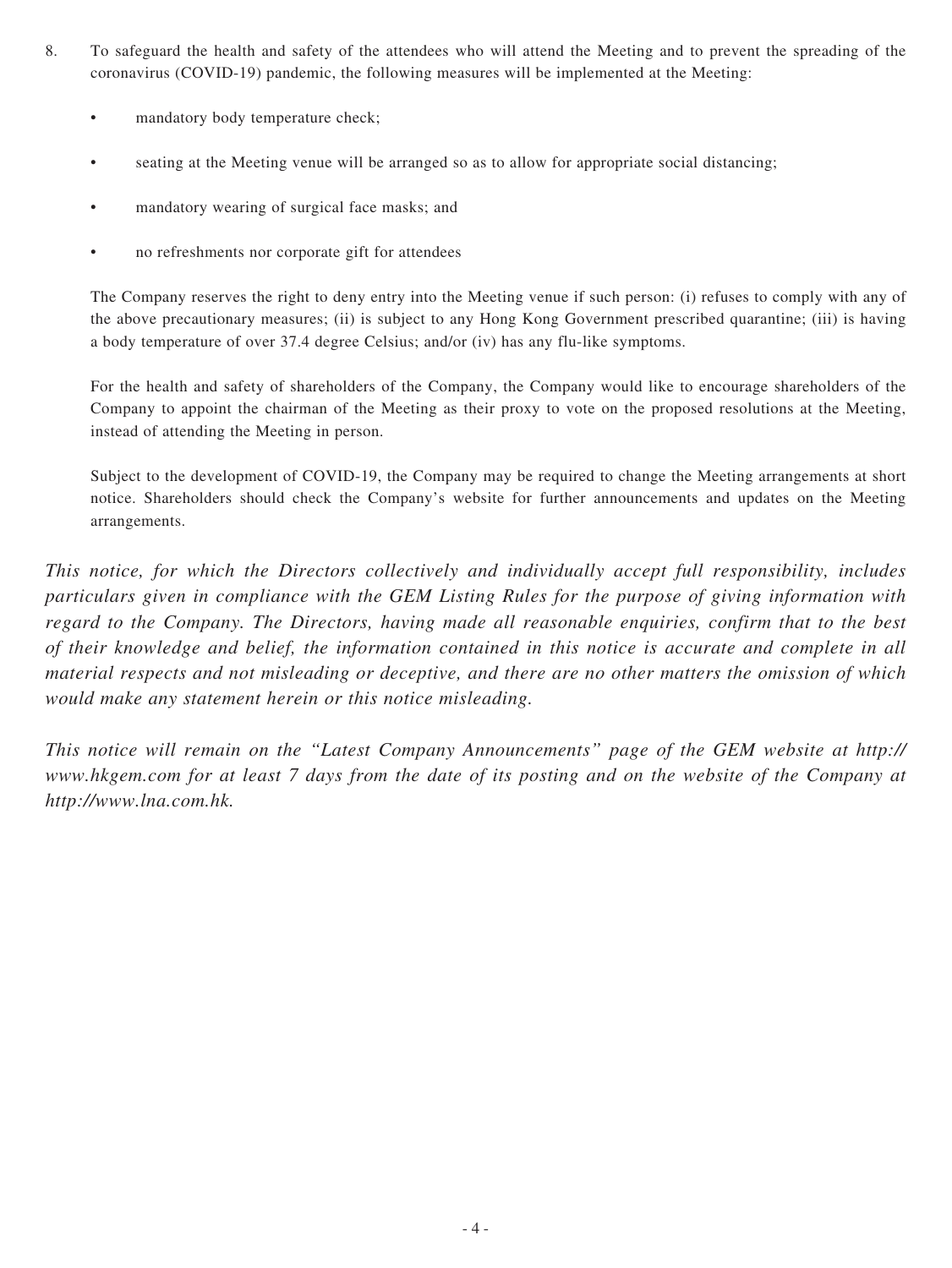8. To safeguard the health and safety of the attendees who will attend the Meeting and to prevent the spreading of the coronavirus (COVID-19) pandemic, the following measures will be implemented at the Meeting:

   - mandatory body temperature check;
   - seating at the Meeting venue will be arranged so as to allow for appropriate social distancing;
   - mandatory wearing of surgical face masks; and
   - no refreshments nor corporate gift for attendees

   The Company reserves the right to deny entry into the Meeting venue if such person: (i) refuses to comply with any of the above precautionary measures; (ii) is subject to any Hong Kong Government prescribed quarantine; (iii) is having a body temperature of over 37.4 degree Celsius; and/or (iv) has any flu-like symptoms.

   For the health and safety of shareholders of the Company, the Company would like to encourage shareholders of the Company to appoint the chairman of the Meeting as their proxy to vote on the proposed resolutions at the Meeting, instead of attending the Meeting in person.

   Subject to the development of COVID-19, the Company may be required to change the Meeting arrangements at short notice. Shareholders should check the Company's website for further announcements and updates on the Meeting arrangements.

*This notice, for which the Directors collectively and individually accept full responsibility, includes particulars given in compliance with the GEM Listing Rules for the purpose of giving information with regard to the Company. The Directors, having made all reasonable enquiries, confirm that to the best of their knowledge and belief, the information contained in this notice is accurate and complete in all material respects and not misleading or deceptive, and there are no other matters the omission of which would make any statement herein or this notice misleading.*

*This notice will remain on the "Latest Company Announcements" page of the GEM website at http://www.hkgem.com for at least 7 days from the date of its posting and on the website of the Company at http://www.lna.com.hk.*